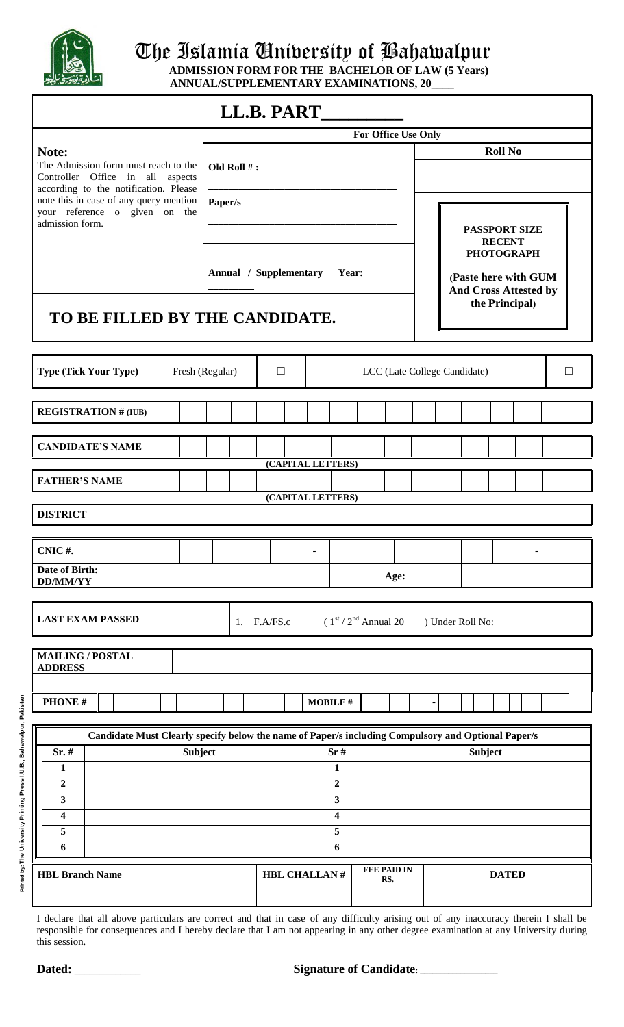# The Islamia University of Bahawalpur

**ADMISSION FORM FOR THE BACHELOR OF LAW (5 Years)**
**ANNUAL/SUPPLEMENTARY EXAMINATIONS, 20____**

## LL.B. PART__________

**Note:**
The Admission form must reach to the Controller Office in all aspects according to the notification. Please note this in case of any query mention your reference o given on the admission form.

**For Office Use Only**

**Old Roll # :** ______________________

**Paper/s** ______________________

**Annual / Supplementary Year:** ________

**Roll No**

**PASSPORT SIZE RECENT PHOTOGRAPH**
(Paste here with GUM And Cross Attested by the Principal)

## TO BE FILLED BY THE CANDIDATE.

**Type (Tick Your Type)** Fresh (Regular) ☐ LCC (Late College Candidate) ☐

**REGISTRATION # (IUB)** ______________________

**CANDIDATE'S NAME** ______________________
(CAPITAL LETTERS)

**FATHER'S NAME** ______________________
(CAPITAL LETTERS)

**DISTRICT** ______________________

**CNIC #.** _____ - _____ - _

**Date of Birth: DD/MM/YY** ____________ **Age:** ________

**LAST EXAM PASSED** 1. F.A/FS.c ( 1st / 2nd Annual 20____) Under Roll No: ___________

**MAILING / POSTAL ADDRESS** ______________________

**PHONE #** ______________ **MOBILE #** ______ - ______________

**Candidate Must Clearly specify below the name of Paper/s including Compulsory and Optional Paper/s**

| Sr. # | Subject | Sr # | Subject |
|---|---|---|---|
| 1 | | 1 | |
| 2 | | 2 | |
| 3 | | 3 | |
| 4 | | 4 | |
| 5 | | 5 | |
| 6 | | 6 | |

| HBL Branch Name | HBL CHALLAN # | FEE PAID IN RS. | DATED |
|---|---|---|---|
| | | | |

I declare that all above particulars are correct and that in case of any difficulty arising out of any inaccuracy therein I shall be responsible for consequences and I hereby declare that I am not appearing in any other degree examination at any University during this session.

**Dated:** ___________ **Signature of Candidate:** _____________

Printed by: The University Printing Press I.U.B., Bahawalpur, Pakistan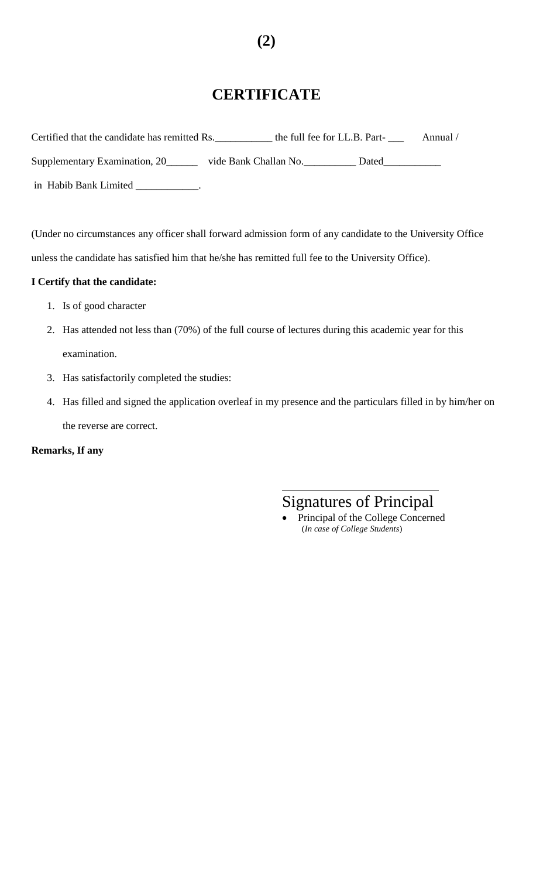# CERTIFICATE

Certified that the candidate has remitted Rs.___________ the full fee for LL.B. Part- ___ Annual / Supplementary Examination, 20______ vide Bank Challan No.__________ Dated___________ in Habib Bank Limited ____________.

(Under no circumstances any officer shall forward admission form of any candidate to the University Office unless the candidate has satisfied him that he/she has remitted full fee to the University Office).

**I Certify that the candidate:**

1. Is of good character
2. Has attended not less than (70%) of the full course of lectures during this academic year for this examination.
3. Has satisfactorily completed the studies:
4. Has filled and signed the application overleaf in my presence and the particulars filled in by him/her on the reverse are correct.

**Remarks, If any**

_________________________

Signatures of Principal

- Principal of the College Concerned
  (*In case of College Students*)